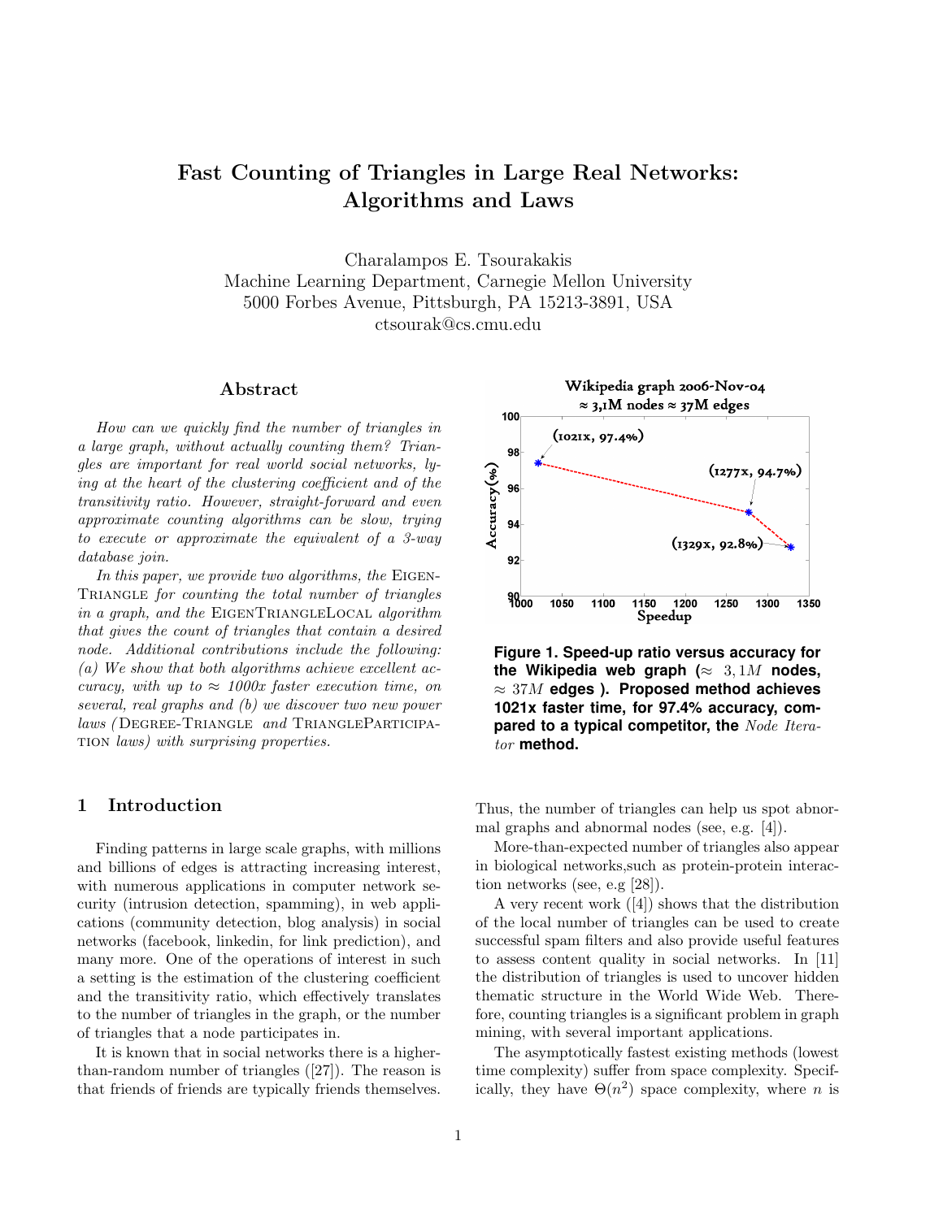# Fast Counting of Triangles in Large Real Networks: Algorithms and Laws

Charalampos E. Tsourakakis
Machine Learning Department, Carnegie Mellon University
5000 Forbes Avenue, Pittsburgh, PA 15213-3891, USA
ctsourak@cs.cmu.edu

## Abstract

*How can we quickly find the number of triangles in a large graph, without actually counting them? Triangles are important for real world social networks, lying at the heart of the clustering coefficient and of the transitivity ratio. However, straight-forward and even approximate counting algorithms can be slow, trying to execute or approximate the equivalent of a 3-way database join.*

*In this paper, we provide two algorithms, the* EIGENTRIANGLE *for counting the total number of triangles in a graph, and the* EIGENTRIANGLELOCAL *algorithm that gives the count of triangles that contain a desired node. Additional contributions include the following: (a) We show that both algorithms achieve excellent accuracy, with up to $\approx$ 1000x faster execution time, on several, real graphs and (b) we discover two new power laws (* DEGREE-TRIANGLE *and* TRIANGLEPARTICIPATION *laws) with surprising properties.*

**Figure 1. Speed-up ratio versus accuracy for the Wikipedia web graph ($\approx$ 3,1$M$ nodes, $\approx$ 37$M$ edges ). Proposed method achieves 1021x faster time, for 97.4% accuracy, compared to a typical competitor, the** *Node Iterator* **method.**

## 1 Introduction

Finding patterns in large scale graphs, with millions and billions of edges is attracting increasing interest, with numerous applications in computer network security (intrusion detection, spamming), in web applications (community detection, blog analysis) in social networks (facebook, linkedin, for link prediction), and many more. One of the operations of interest in such a setting is the estimation of the clustering coefficient and the transitivity ratio, which effectively translates to the number of triangles in the graph, or the number of triangles that a node participates in.

It is known that in social networks there is a higher-than-random number of triangles ([27]). The reason is that friends of friends are typically friends themselves. Thus, the number of triangles can help us spot abnormal graphs and abnormal nodes (see, e.g. [4]).

More-than-expected number of triangles also appear in biological networks,such as protein-protein interaction networks (see, e.g [28]).

A very recent work ([4]) shows that the distribution of the local number of triangles can be used to create successful spam filters and also provide useful features to assess content quality in social networks. In [11] the distribution of triangles is used to uncover hidden thematic structure in the World Wide Web. Therefore, counting triangles is a significant problem in graph mining, with several important applications.

The asymptotically fastest existing methods (lowest time complexity) suffer from space complexity. Specifically, they have $\Theta(n^2)$ space complexity, where $n$ is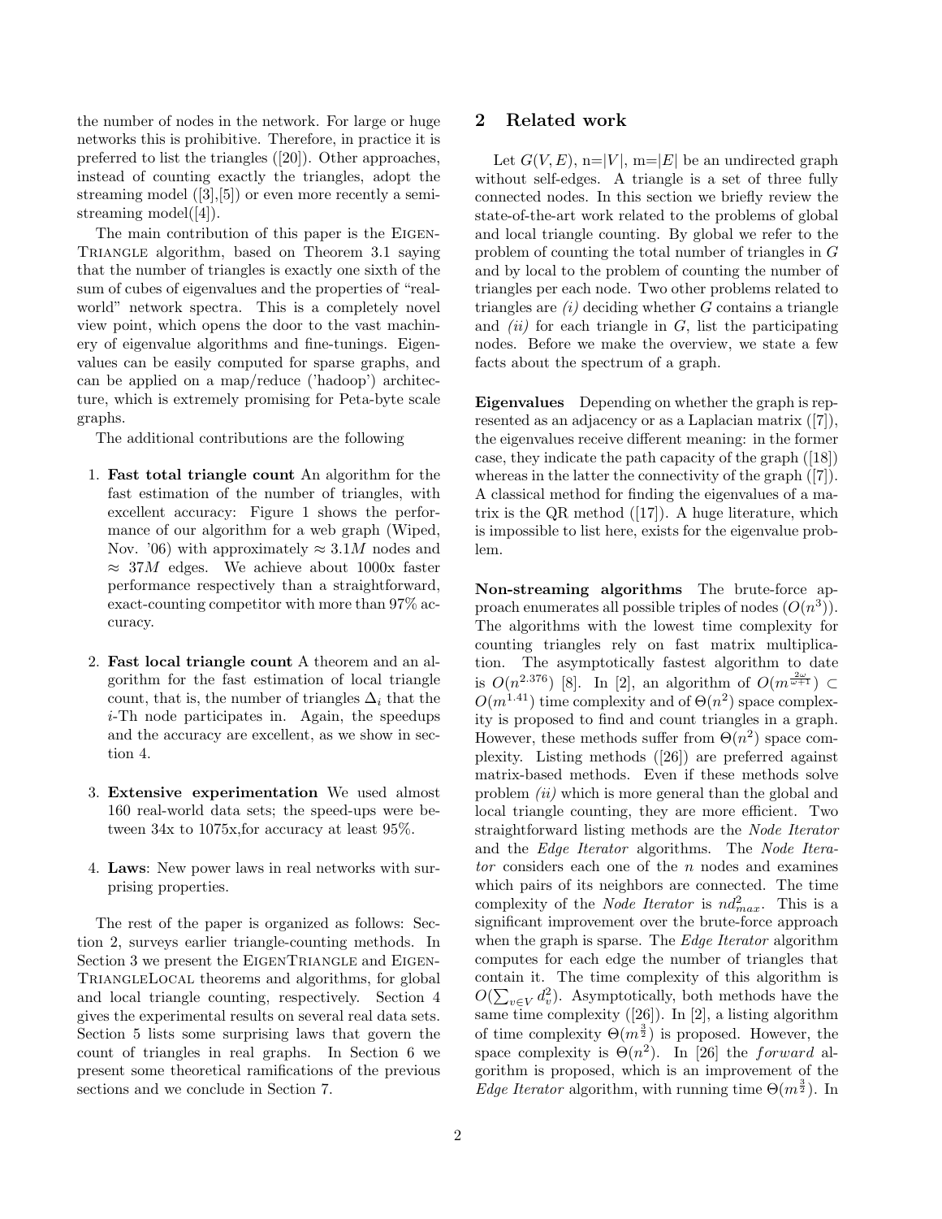the number of nodes in the network. For large or huge networks this is prohibitive. Therefore, in practice it is preferred to list the triangles ([20]). Other approaches, instead of counting exactly the triangles, adopt the streaming model ([3],[5]) or even more recently a semi-streaming model([4]).

The main contribution of this paper is the EigenTriangle algorithm, based on Theorem 3.1 saying that the number of triangles is exactly one sixth of the sum of cubes of eigenvalues and the properties of "real-world" network spectra. This is a completely novel view point, which opens the door to the vast machinery of eigenvalue algorithms and fine-tunings. Eigenvalues can be easily computed for sparse graphs, and can be applied on a map/reduce ('hadoop') architecture, which is extremely promising for Peta-byte scale graphs.

The additional contributions are the following

1. **Fast total triangle count** An algorithm for the fast estimation of the number of triangles, with excellent accuracy: Figure 1 shows the performance of our algorithm for a web graph (Wiped, Nov. '06) with approximately $\approx 3.1M$ nodes and $\approx 37M$ edges. We achieve about 1000x faster performance respectively than a straightforward, exact-counting competitor with more than 97% accuracy.

2. **Fast local triangle count** A theorem and an algorithm for the fast estimation of local triangle count, that is, the number of triangles $\Delta_i$ that the $i$-Th node participates in. Again, the speedups and the accuracy are excellent, as we show in section 4.

3. **Extensive experimentation** We used almost 160 real-world data sets; the speed-ups were between 34x to 1075x,for accuracy at least 95%.

4. **Laws**: New power laws in real networks with surprising properties.

The rest of the paper is organized as follows: Section 2, surveys earlier triangle-counting methods. In Section 3 we present the EigenTriangle and EigenTriangleLocal theorems and algorithms, for global and local triangle counting, respectively. Section 4 gives the experimental results on several real data sets. Section 5 lists some surprising laws that govern the count of triangles in real graphs. In Section 6 we present some theoretical ramifications of the previous sections and we conclude in Section 7.

## 2 Related work

Let $G(V, E)$, n=$|V|$, m=$|E|$ be an undirected graph without self-edges. A triangle is a set of three fully connected nodes. In this section we briefly review the state-of-the-art work related to the problems of global and local triangle counting. By global we refer to the problem of counting the total number of triangles in $G$ and by local to the problem of counting the number of triangles per each node. Two other problems related to triangles are *(i)* deciding whether $G$ contains a triangle and *(ii)* for each triangle in $G$, list the participating nodes. Before we make the overview, we state a few facts about the spectrum of a graph.

**Eigenvalues** Depending on whether the graph is represented as an adjacency or as a Laplacian matrix ([7]), the eigenvalues receive different meaning: in the former case, they indicate the path capacity of the graph ([18]) whereas in the latter the connectivity of the graph ([7]). A classical method for finding the eigenvalues of a matrix is the QR method ([17]). A huge literature, which is impossible to list here, exists for the eigenvalue problem.

**Non-streaming algorithms** The brute-force approach enumerates all possible triples of nodes ($O(n^3)$). The algorithms with the lowest time complexity for counting triangles rely on fast matrix multiplication. The asymptotically fastest algorithm to date is $O(n^{2.376})$ [8]. In [2], an algorithm of $O(m^{\frac{2\omega}{\omega+1}}) \subset O(m^{1.41})$ time complexity and of $\Theta(n^2)$ space complexity is proposed to find and count triangles in a graph. However, these methods suffer from $\Theta(n^2)$ space complexity. Listing methods ([26]) are preferred against matrix-based methods. Even if these methods solve problem *(ii)* which is more general than the global and local triangle counting, they are more efficient. Two straightforward listing methods are the *Node Iterator* and the *Edge Iterator* algorithms. The *Node Iterator* considers each one of the $n$ nodes and examines which pairs of its neighbors are connected. The time complexity of the *Node Iterator* is $nd_{max}^2$. This is a significant improvement over the brute-force approach when the graph is sparse. The *Edge Iterator* algorithm computes for each edge the number of triangles that contain it. The time complexity of this algorithm is $O(\sum_{v \in V} d_v^2)$. Asymptotically, both methods have the same time complexity ([26]). In [2], a listing algorithm of time complexity $\Theta(m^{\frac{3}{2}})$ is proposed. However, the space complexity is $\Theta(n^2)$. In [26] the $forward$ algorithm is proposed, which is an improvement of the *Edge Iterator* algorithm, with running time $\Theta(m^{\frac{3}{2}})$. In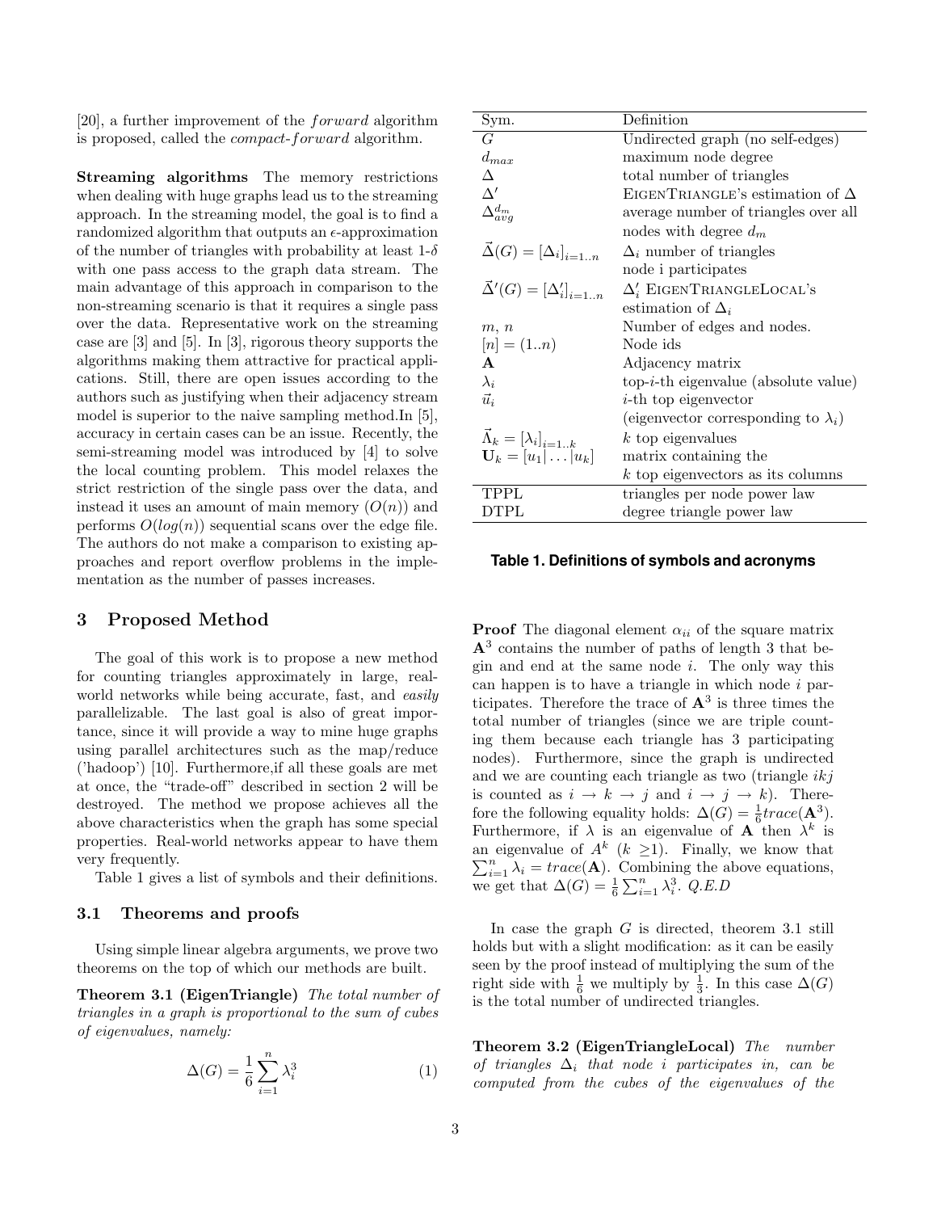[20], a further improvement of the *forward* algorithm is proposed, called the *compact-forward* algorithm.

**Streaming algorithms** The memory restrictions when dealing with huge graphs lead us to the streaming approach. In the streaming model, the goal is to find a randomized algorithm that outputs an $\epsilon$-approximation of the number of triangles with probability at least 1-$\delta$ with one pass access to the graph data stream. The main advantage of this approach in comparison to the non-streaming scenario is that it requires a single pass over the data. Representative work on the streaming case are [3] and [5]. In [3], rigorous theory supports the algorithms making them attractive for practical applications. Still, there are open issues according to the authors such as justifying when their adjacency stream model is superior to the naive sampling method.In [5], accuracy in certain cases can be an issue. Recently, the semi-streaming model was introduced by [4] to solve the local counting problem. This model relaxes the strict restriction of the single pass over the data, and instead it uses an amount of main memory ($O(n)$) and performs $O(log(n))$ sequential scans over the edge file. The authors do not make a comparison to existing approaches and report overflow problems in the implementation as the number of passes increases.

## 3 Proposed Method

The goal of this work is to propose a new method for counting triangles approximately in large, real-world networks while being accurate, fast, and *easily* parallelizable. The last goal is also of great importance, since it will provide a way to mine huge graphs using parallel architectures such as the map/reduce ('hadoop') [10]. Furthermore,if all these goals are met at once, the "trade-off" described in section 2 will be destroyed. The method we propose achieves all the above characteristics when the graph has some special properties. Real-world networks appear to have them very frequently.

Table 1 gives a list of symbols and their definitions.

| Sym. | Definition |
|---|---|
| $G$ | Undirected graph (no self-edges) |
| $d_{max}$ | maximum node degree |
| $\Delta$ | total number of triangles |
| $\Delta'$ | EIGENTRIANGLE's estimation of $\Delta$ |
| $\Delta_{avg}^{d_m}$ | average number of triangles over all nodes with degree $d_m$ |
| $\vec{\Delta}(G) = [\Delta_i]_{i=1..n}$ | $\Delta_i$ number of triangles node i participates |
| $\vec{\Delta}'(G) = [\Delta_i']_{i=1..n}$ | $\Delta_i'$ EIGENTRIANGLELOCAL's estimation of $\Delta_i$ |
| $m$, $n$ | Number of edges and nodes. |
| $[n] = (1..n)$ | Node ids |
| $\mathbf{A}$ | Adjacency matrix |
| $\lambda_i$ | top-$i$-th eigenvalue (absolute value) |
| $\vec{u}_i$ | $i$-th top eigenvector (eigenvector corresponding to $\lambda_i$) |
| $\vec{\Lambda}_k = [\lambda_i]_{i=1..k}$ | $k$ top eigenvalues |
| $\mathbf{U}_k = [u_1 \vert \dots \vert u_k]$ | matrix containing the $k$ top eigenvectors as its columns |
| TPPL | triangles per node power law |
| DTPL | degree triangle power law |

**Table 1. Definitions of symbols and acronyms**

### 3.1 Theorems and proofs

Using simple linear algebra arguments, we prove two theorems on the top of which our methods are built.

**Theorem 3.1 (EigenTriangle)** *The total number of triangles in a graph is proportional to the sum of cubes of eigenvalues, namely:*

$$\Delta(G) = \frac{1}{6}\sum_{i=1}^{n}\lambda_i^3 \tag{1}$$

**Proof** The diagonal element $\alpha_{ii}$ of the square matrix $\mathbf{A}^3$ contains the number of paths of length 3 that begin and end at the same node $i$. The only way this can happen is to have a triangle in which node $i$ participates. Therefore the trace of $\mathbf{A}^3$ is three times the total number of triangles (since we are triple counting them because each triangle has 3 participating nodes). Furthermore, since the graph is undirected and we are counting each triangle as two (triangle $ikj$ is counted as $i \rightarrow k \rightarrow j$ and $i \rightarrow j \rightarrow k$). Therefore the following equality holds: $\Delta(G) = \frac{1}{6}trace(\mathbf{A}^3)$. Furthermore, if $\lambda$ is an eigenvalue of $\mathbf{A}$ then $\lambda^k$ is an eigenvalue of $A^k$ ($k \geq 1$). Finally, we know that $\sum_{i=1}^{n}\lambda_i = trace(\mathbf{A})$. Combining the above equations, we get that $\Delta(G) = \frac{1}{6}\sum_{i=1}^{n}\lambda_i^3$. *Q.E.D*

In case the graph $G$ is directed, theorem 3.1 still holds but with a slight modification: as it can be easily seen by the proof instead of multiplying the sum of the right side with $\frac{1}{6}$ we multiply by $\frac{1}{3}$. In this case $\Delta(G)$ is the total number of undirected triangles.

**Theorem 3.2 (EigenTriangleLocal)** *The number of triangles $\Delta_i$ that node $i$ participates in, can be computed from the cubes of the eigenvalues of the*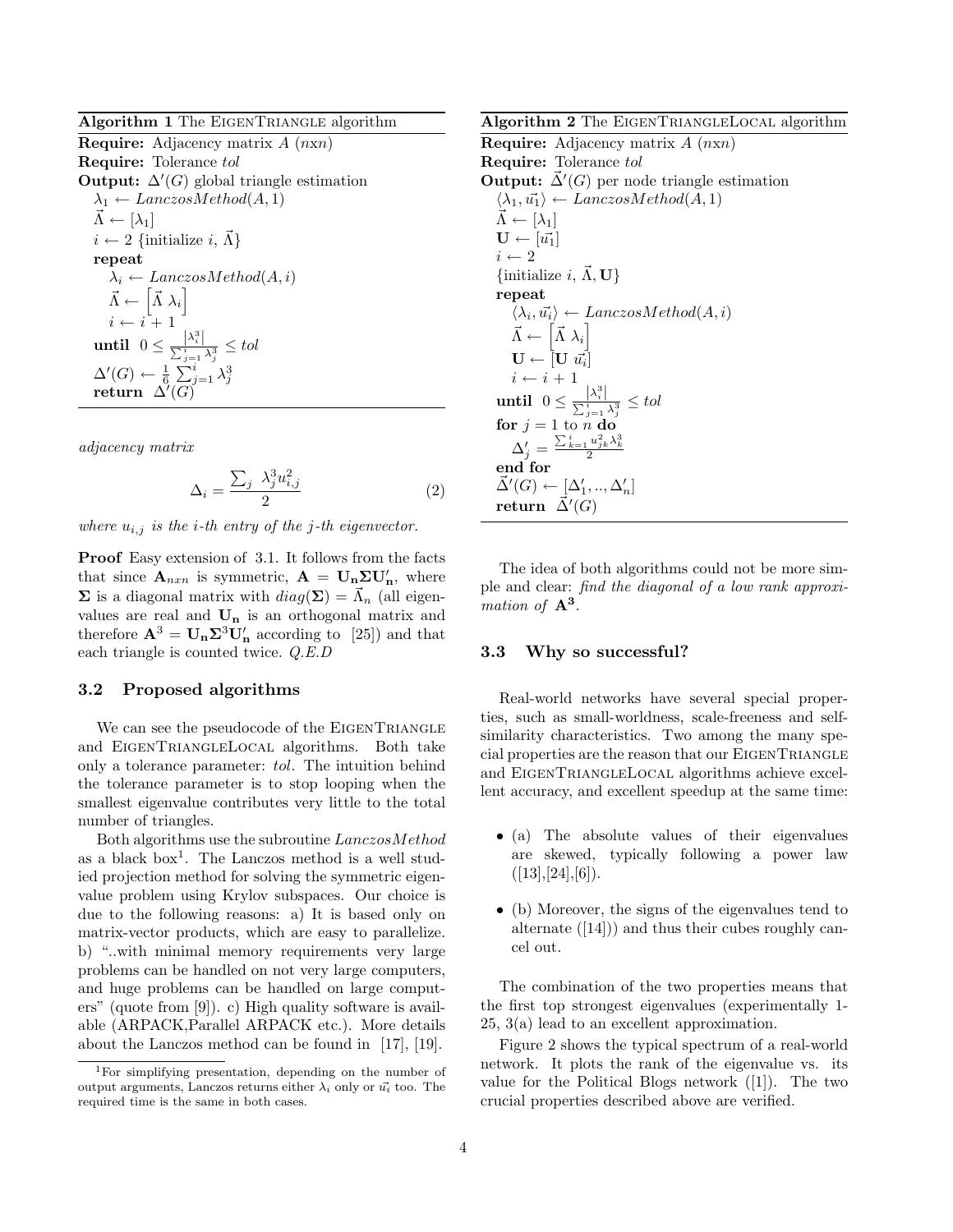**Algorithm 1** The EigenTriangle algorithm

**Require:** Adjacency matrix $A$ $(nxn)$
**Require:** Tolerance $tol$
**Output:** $\Delta'(G)$ global triangle estimation

```
λ_1 ← LanczosMethod(A, 1)
Λ ← [λ_1]
i ← 2 {initialize i, Λ}
repeat
    λ_i ← LanczosMethod(A, i)
    Λ ← [Λ λ_i]
    i ← i + 1
until 0 ≤ |λ_i^3| / Σ_{j=1}^{i} λ_j^3 ≤ tol
Δ'(G) ← 1/6 Σ_{j=1}^{i} λ_j^3
return Δ'(G)
```

*adjacency matrix*

$$\Delta_i = \frac{\sum_j \lambda_j^3 u_{i,j}^2}{2} \tag{2}$$

*where $u_{i,j}$ is the i-th entry of the j-th eigenvector.*

**Proof** Easy extension of 3.1. It follows from the facts that since $\mathbf{A}_{nxn}$ is symmetric, $\mathbf{A} = \mathbf{U_n}\mathbf{\Sigma}\mathbf{U_n'}$, where $\mathbf{\Sigma}$ is a diagonal matrix with $diag(\mathbf{\Sigma}) = \vec{\Lambda}_n$ (all eigenvalues are real and $\mathbf{U_n}$ is an orthogonal matrix and therefore $\mathbf{A}^3 = \mathbf{U_n}\mathbf{\Sigma}^3\mathbf{U_n'}$ according to [25]) and that each triangle is counted twice. *Q.E.D*

### 3.2 Proposed algorithms

We can see the pseudocode of the EigenTriangle and EigenTriangleLocal algorithms. Both take only a tolerance parameter: *tol*. The intuition behind the tolerance parameter is to stop looping when the smallest eigenvalue contributes very little to the total number of triangles.

Both algorithms use the subroutine *LanczosMethod* as a black box[1]. The Lanczos method is a well studied projection method for solving the symmetric eigenvalue problem using Krylov subspaces. Our choice is due to the following reasons: a) It is based only on matrix-vector products, which are easy to parallelize. b) "..with minimal memory requirements very large problems can be handled on not very large computers, and huge problems can be handled on large computers" (quote from [9]). c) High quality software is available (ARPACK,Parallel ARPACK etc.). More details about the Lanczos method can be found in [17], [19].

[1]For simplifying presentation, depending on the number of output arguments, Lanczos returns either $\lambda_i$ only or $\vec{u_i}$ too. The required time is the same in both cases.

**Algorithm 2** The EigenTriangleLocal algorithm

**Require:** Adjacency matrix $A$ $(nxn)$
**Require:** Tolerance $tol$
**Output:** $\vec{\Delta}'(G)$ per node triangle estimation

```
⟨λ_1, u_1⟩ ← LanczosMethod(A, 1)
Λ ← [λ_1]
U ← [u_1]
i ← 2
{initialize i, Λ, U}
repeat
    ⟨λ_i, u_i⟩ ← LanczosMethod(A, i)
    Λ ← [Λ λ_i]
    U ← [U u_i]
    i ← i + 1
until 0 ≤ |λ_i^3| / Σ_{j=1}^{i} λ_j^3 ≤ tol
for j = 1 to n do
    Δ'_j = Σ_{k=1}^{i} u_{jk}^2 λ_k^3 / 2
end for
Δ'(G) ← [Δ'_1, .., Δ'_n]
return Δ'(G)
```

The idea of both algorithms could not be more simple and clear: *find the diagonal of a low rank approximation of* $\mathbf{A^3}$.

### 3.3 Why so successful?

Real-world networks have several special properties, such as small-worldness, scale-freeness and self-similarity characteristics. Two among the many special properties are the reason that our EigenTriangle and EigenTriangleLocal algorithms achieve excellent accuracy, and excellent speedup at the same time:

- (a) The absolute values of their eigenvalues are skewed, typically following a power law ([13],[24],[6]).
- (b) Moreover, the signs of the eigenvalues tend to alternate ([14])) and thus their cubes roughly cancel out.

The combination of the two properties means that the first top strongest eigenvalues (experimentally 1-25, 3(a) lead to an excellent approximation.

Figure 2 shows the typical spectrum of a real-world network. It plots the rank of the eigenvalue vs. its value for the Political Blogs network ([1]). The two crucial properties described above are verified.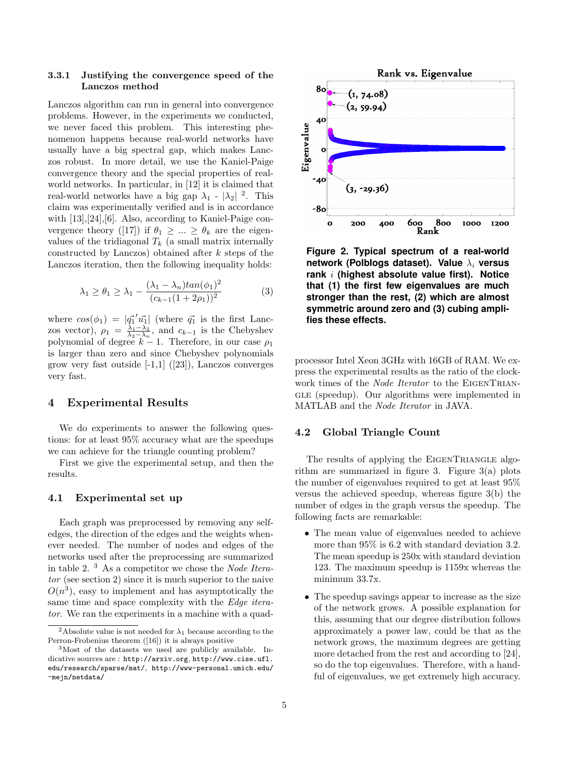### 3.3.1 Justifying the convergence speed of the Lanczos method

Lanczos algorithm can run in general into convergence problems. However, in the experiments we conducted, we never faced this problem. This interesting phenomenon happens because real-world networks have usually have a big spectral gap, which makes Lanczos robust. In more detail, we use the Kaniel-Paige convergence theory and the special properties of real-world networks. In particular, in [12] it is claimed that real-world networks have a big gap $\lambda_1$ - $|\lambda_2|$ [2]. This claim was experimentally verified and is in accordance with [13],[24],[6]. Also, according to Kaniel-Paige convergence theory ([17]) if $\theta_1 \geq ... \geq \theta_k$ are the eigenvalues of the tridiagonal $T_k$ (a small matrix internally constructed by Lanczos) obtained after $k$ steps of the Lanczos iteration, then the following inequality holds:

$$\lambda_1 \geq \theta_1 \geq \lambda_1 - \frac{(\lambda_1 - \lambda_n)tan(\phi_1)^2}{(c_{k-1}(1+2\rho_1))^2} \quad (3)$$

where $cos(\phi_1) = |\vec{q_1}'\vec{u_1}|$ (where $\vec{q_1}$ is the first Lanczos vector), $\rho_1 = \frac{\lambda_1 - \lambda_2}{\lambda_2 - \lambda_n}$, and $c_{k-1}$ is the Chebyshev polynomial of degree $k-1$. Therefore, in our case $\rho_1$ is larger than zero and since Chebyshev polynomials grow very fast outside [-1,1] ([23]), Lanczos converges very fast.

## 4 Experimental Results

We do experiments to answer the following questions: for at least 95% accuracy what are the speedups we can achieve for the triangle counting problem?

First we give the experimental setup, and then the results.

### 4.1 Experimental set up

Each graph was preprocessed by removing any self-edges, the direction of the edges and the weights whenever needed. The number of nodes and edges of the networks used after the preprocessing are summarized in table 2. [3] As a competitor we chose the *Node Iterator* (see section 2) since it is much superior to the naive $O(n^3)$, easy to implement and has asymptotically the same time and space complexity with the *Edge iterator*. We ran the experiments in a machine with a quad-processor Intel Xeon 3GHz with 16GB of RAM. We express the experimental results as the ratio of the clock-work times of the *Node Iterator* to the EigenTriangle (speedup). Our algorithms were implemented in MATLAB and the *Node Iterator* in JAVA.

**Figure 2. Typical spectrum of a real-world network (Polblogs dataset). Value $\lambda_i$ versus rank $i$ (highest absolute value first). Notice that (1) the first few eigenvalues are much stronger than the rest, (2) which are almost symmetric around zero and (3) cubing amplifies these effects.**

### 4.2 Global Triangle Count

The results of applying the EigenTriangle algorithm are summarized in figure 3. Figure 3(a) plots the number of eigenvalues required to get at least 95% versus the achieved speedup, whereas figure 3(b) the number of edges in the graph versus the speedup. The following facts are remarkable:

- The mean value of eigenvalues needed to achieve more than 95% is 6.2 with standard deviation 3.2. The mean speedup is 250x with standard deviation 123. The maximum speedup is 1159x whereas the minimum 33.7x.
- The speedup savings appear to increase as the size of the network grows. A possible explanation for this, assuming that our degree distribution follows approximately a power law, could be that as the network grows, the maximum degrees are getting more detached from the rest and according to [24], so do the top eigenvalues. Therefore, with a handful of eigenvalues, we get extremely high accuracy.

[2] Absolute value is not needed for $\lambda_1$ because according to the Perron-Frobenius theorem ([16]) it is always positive

[3] Most of the datasets we used are publicly available. Indicative sources are : http://arxiv.org, http://www.cise.ufl.edu/research/sparse/mat/, http://www-personal.umich.edu/~mejn/netdata/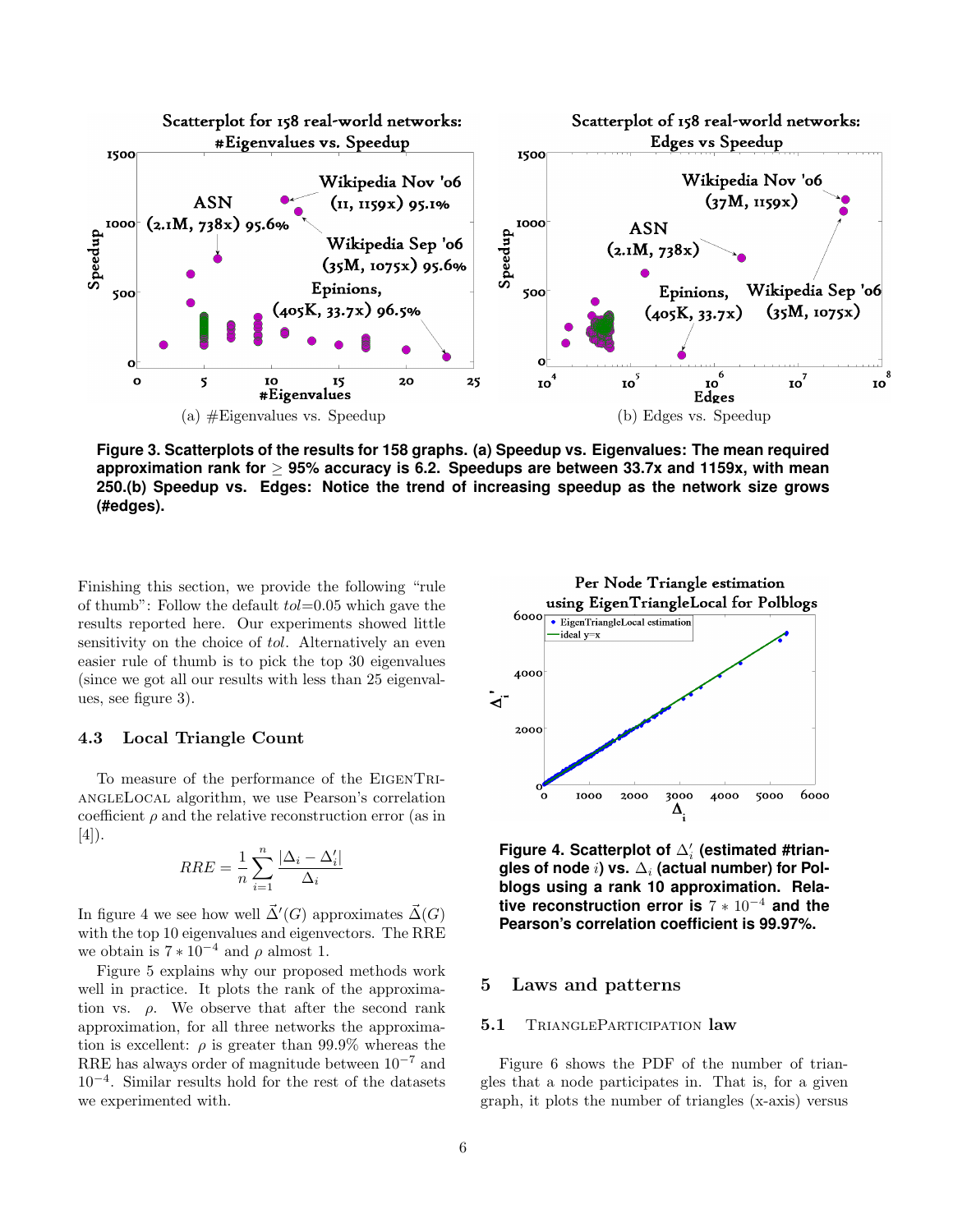Figure 3. Scatterplots of the results for 158 graphs. (a) Speedup vs. Eigenvalues: The mean required approximation rank for $\geq$ 95% accuracy is 6.2. Speedups are between 33.7x and 1159x, with mean 250.(b) Speedup vs. Edges: Notice the trend of increasing speedup as the network size grows (#edges).

Finishing this section, we provide the following "rule of thumb": Follow the default $tol$=0.05 which gave the results reported here. Our experiments showed little sensitivity on the choice of $tol$. Alternatively an even easier rule of thumb is to pick the top 30 eigenvalues (since we got all our results with less than 25 eigenvalues, see figure 3).

### 4.3 Local Triangle Count

To measure of the performance of the EigenTriangleLocal algorithm, we use Pearson's correlation coefficient $\rho$ and the relative reconstruction error (as in [4]).

$$RRE = \frac{1}{n} \sum_{i=1}^{n} \frac{|\Delta_i - \Delta_i'|}{\Delta_i}$$

In figure 4 we see how well $\vec{\Delta}'(G)$ approximates $\vec{\Delta}(G)$ with the top 10 eigenvalues and eigenvectors. The RRE we obtain is $7 * 10^{-4}$ and $\rho$ almost 1.

Figure 5 explains why our proposed methods work well in practice. It plots the rank of the approximation vs. $\rho$. We observe that after the second rank approximation, for all three networks the approximation is excellent: $\rho$ is greater than 99.9% whereas the RRE has always order of magnitude between $10^{-7}$ and $10^{-4}$. Similar results hold for the rest of the datasets we experimented with.

Figure 4. Scatterplot of $\Delta_i'$ (estimated #triangles of node $i$) vs. $\Delta_i$ (actual number) for Polblogs using a rank 10 approximation. Relative reconstruction error is $7 * 10^{-4}$ and the Pearson's correlation coefficient is 99.97%.

## 5 Laws and patterns

### 5.1 TriangleParticipation law

Figure 6 shows the PDF of the number of triangles that a node participates in. That is, for a given graph, it plots the number of triangles (x-axis) versus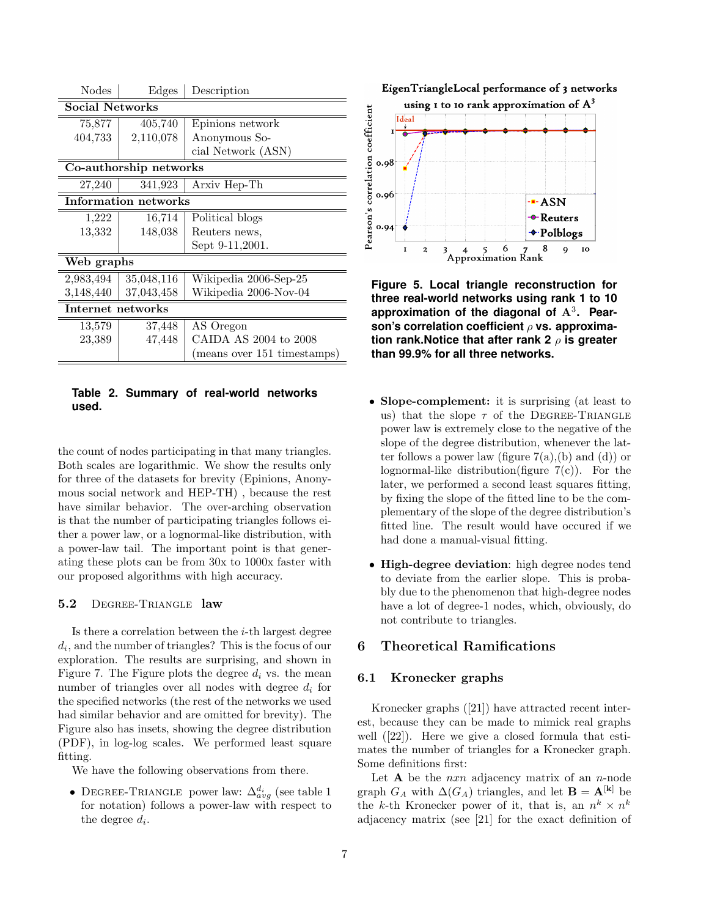| Nodes | Edges | Description |
|---|---|---|
| **Social Networks** | | |
| 75,877 | 405,740 | Epinions network |
| 404,733 | 2,110,078 | Anonymous Social Network (ASN) |
| **Co-authorship networks** | | |
| 27,240 | 341,923 | Arxiv Hep-Th |
| **Information networks** | | |
| 1,222 | 16,714 | Political blogs |
| 13,332 | 148,038 | Reuters news, Sept 9-11,2001. |
| **Web graphs** | | |
| 2,983,494 | 35,048,116 | Wikipedia 2006-Sep-25 |
| 3,148,440 | 37,043,458 | Wikipedia 2006-Nov-04 |
| **Internet networks** | | |
| 13,579 | 37,448 | AS Oregon |
| 23,389 | 47,448 | CAIDA AS 2004 to 2008 (means over 151 timestamps) |

**Table 2. Summary of real-world networks used.**

the count of nodes participating in that many triangles. Both scales are logarithmic. We show the results only for three of the datasets for brevity (Epinions, Anonymous social network and HEP-TH) , because the rest have similar behavior. The over-arching observation is that the number of participating triangles follows either a power law, or a lognormal-like distribution, with a power-law tail. The important point is that generating these plots can be from 30x to 1000x faster with our proposed algorithms with high accuracy.

### 5.2 Degree-Triangle law

Is there a correlation between the $i$-th largest degree $d_i$, and the number of triangles? This is the focus of our exploration. The results are surprising, and shown in Figure 7. The Figure plots the degree $d_i$ vs. the mean number of triangles over all nodes with degree $d_i$ for the specified networks (the rest of the networks we used had similar behavior and are omitted for brevity). The Figure also has insets, showing the degree distribution (PDF), in log-log scales. We performed least square fitting.

We have the following observations from there.

- Degree-Triangle power law: $\Delta_{avg}^{d_i}$ (see table 1 for notation) follows a power-law with respect to the degree $d_i$.

**Figure 5. Local triangle reconstruction for three real-world networks using rank 1 to 10 approximation of the diagonal of $\mathbf{A}^3$. Pearson's correlation coefficient $\rho$ vs. approximation rank.Notice that after rank 2 $\rho$ is greater than 99.9% for all three networks.**

- **Slope-complement:** it is surprising (at least to us) that the slope $\tau$ of the Degree-Triangle power law is extremely close to the negative of the slope of the degree distribution, whenever the latter follows a power law (figure 7(a),(b) and (d)) or lognormal-like distribution(figure 7(c)). For the later, we performed a second least squares fitting, by fixing the slope of the fitted line to be the complementary of the slope of the degree distribution's fitted line. The result would have occured if we had done a manual-visual fitting.
- **High-degree deviation**: high degree nodes tend to deviate from the earlier slope. This is probably due to the phenomenon that high-degree nodes have a lot of degree-1 nodes, which, obviously, do not contribute to triangles.

## 6 Theoretical Ramifications

### 6.1 Kronecker graphs

Kronecker graphs ([21]) have attracted recent interest, because they can be made to mimick real graphs well ([22]). Here we give a closed formula that estimates the number of triangles for a Kronecker graph. Some definitions first:

Let $\mathbf{A}$ be the $nxn$ adjacency matrix of an $n$-node graph $G_A$ with $\Delta(G_A)$ triangles, and let $\mathbf{B} = \mathbf{A}^{[\mathbf{k}]}$ be the $k$-th Kronecker power of it, that is, an $n^k \times n^k$ adjacency matrix (see [21] for the exact definition of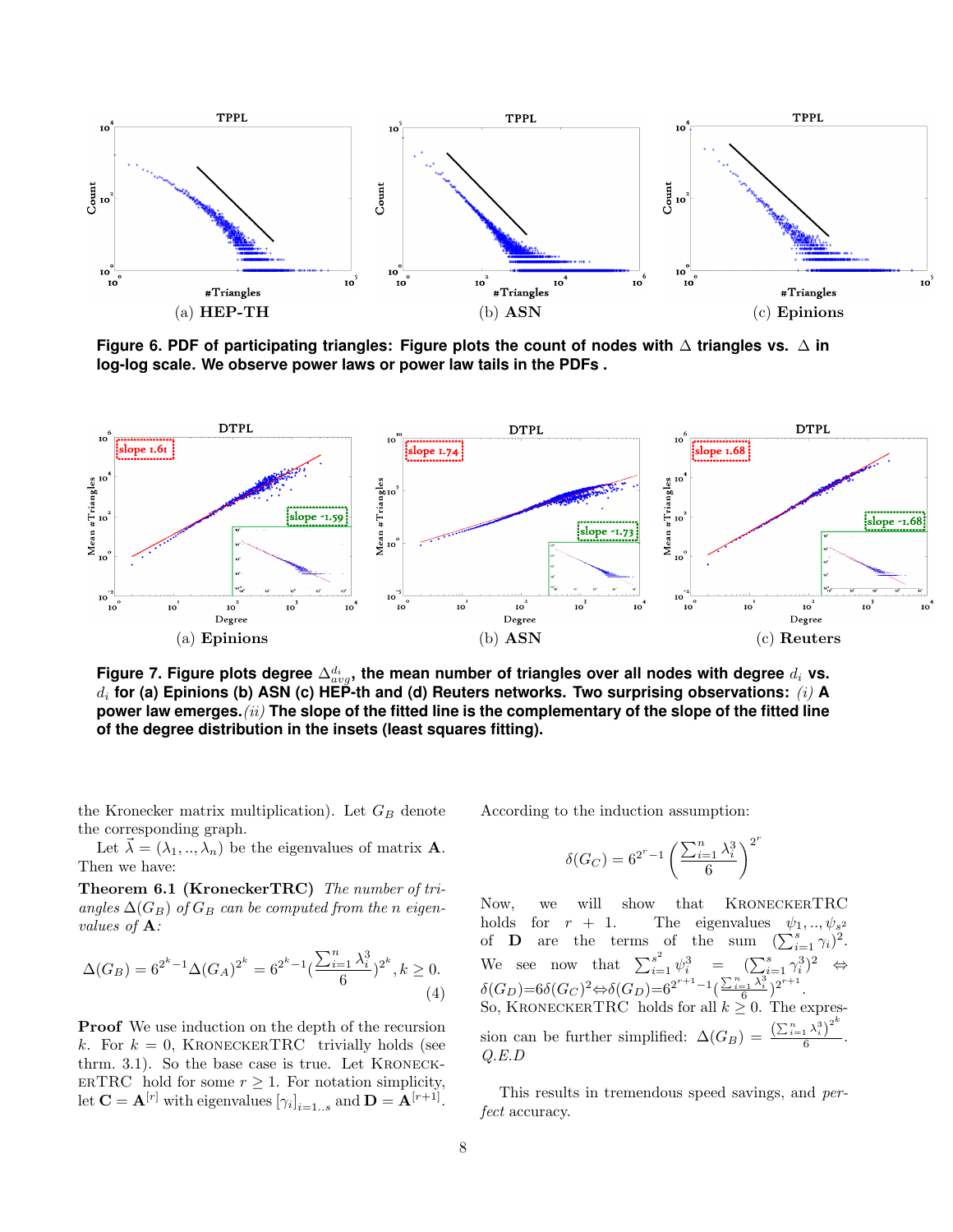(a) **HEP-TH** (b) **ASN** (c) **Epinions**

**Figure 6. PDF of participating triangles: Figure plots the count of nodes with $\Delta$ triangles vs. $\Delta$ in log-log scale. We observe power laws or power law tails in the PDFs .**

(a) **Epinions** (b) **ASN** (c) **Reuters**

**Figure 7. Figure plots degree $\Delta^{d_i}_{avg}$, the mean number of triangles over all nodes with degree $d_i$ vs. $d_i$ for (a) Epinions (b) ASN (c) HEP-th and (d) Reuters networks. Two surprising observations: *(i)* A power law emerges.*(ii)* The slope of the fitted line is the complementary of the slope of the fitted line of the degree distribution in the insets (least squares fitting).**

the Kronecker matrix multiplication). Let $G_B$ denote the corresponding graph.

Let $\vec{\lambda} = (\lambda_1, .., \lambda_n)$ be the eigenvalues of matrix $\mathbf{A}$. Then we have:

**Theorem 6.1 (KroneckerTRC)** *The number of triangles $\Delta(G_B)$ of $G_B$ can be computed from the $n$ eigenvalues of $\mathbf{A}$:*

$$\Delta(G_B) = 6^{2^k-1}\Delta(G_A)^{2^k} = 6^{2^k-1}\left(\frac{\sum_{i=1}^n \lambda_i^3}{6}\right)^{2^k}, k \geq 0. \tag{4}$$

**Proof** We use induction on the depth of the recursion $k$. For $k = 0$, KroneckerTRC trivially holds (see thrm. 3.1). So the base case is true. Let KroneckerTRC hold for some $r \geq 1$. For notation simplicity, let $\mathbf{C} = \mathbf{A}^{[r]}$ with eigenvalues $[\gamma_i]_{i=1..s}$ and $\mathbf{D} = \mathbf{A}^{[r+1]}$.

According to the induction assumption:

$$\delta(G_C) = 6^{2^r-1}\left(\frac{\sum_{i=1}^n \lambda_i^3}{6}\right)^{2^r}$$

Now, we will show that KroneckerTRC holds for $r + 1$. The eigenvalues $\psi_1, .., \psi_{s^2}$ of $\mathbf{D}$ are the terms of the sum $(\sum_{i=1}^s \gamma_i)^2$. We see now that $\sum_{i=1}^{s^2} \psi_i^3 = (\sum_{i=1}^s \gamma_i^3)^2 \Leftrightarrow \delta(G_D){=}6\delta(G_C)^2 {\Leftrightarrow} \delta(G_D){=}6^{2^{r+1}-1}(\frac{\sum_{i=1}^n \lambda_i^3}{6})^{2^{r+1}}$. So, KroneckerTRC holds for all $k \geq 0$. The expression can be further simplified: $\Delta(G_B) = \frac{(\sum_{i=1}^n \lambda_i^3)^{2^k}}{6}$. *Q.E.D*

This results in tremendous speed savings, and *perfect* accuracy.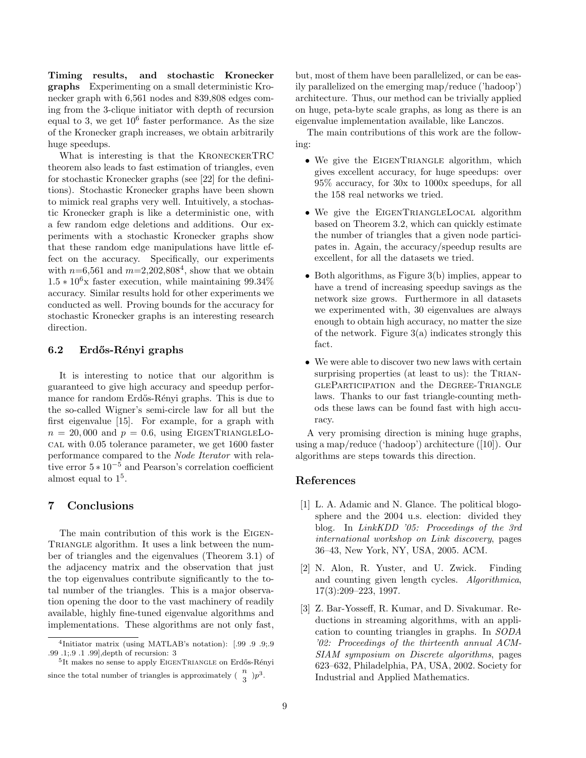**Timing results, and stochastic Kronecker graphs** Experimenting on a small deterministic Kronecker graph with 6,561 nodes and 839,808 edges coming from the 3-clique initiator with depth of recursion equal to 3, we get $10^6$ faster performance. As the size of the Kronecker graph increases, we obtain arbitrarily huge speedups.

What is interesting is that the KroneckerTRC theorem also leads to fast estimation of triangles, even for stochastic Kronecker graphs (see [22] for the definitions). Stochastic Kronecker graphs have been shown to mimick real graphs very well. Intuitively, a stochastic Kronecker graph is like a deterministic one, with a few random edge deletions and additions. Our experiments with a stochastic Kronecker graphs show that these random edge manipulations have little effect on the accuracy. Specifically, our experiments with $n$=6,561 and $m$=2,202,808[4], show that we obtain $1.5 * 10^6$x faster execution, while maintaining 99.34% accuracy. Similar results hold for other experiments we conducted as well. Proving bounds for the accuracy for stochastic Kronecker graphs is an interesting research direction.

### 6.2 Erdős-Rényi graphs

It is interesting to notice that our algorithm is guaranteed to give high accuracy and speedup performance for random Erdős-Rényi graphs. This is due to the so-called Wigner's semi-circle law for all but the first eigenvalue [15]. For example, for a graph with $n = 20,000$ and $p = 0.6$, using EigenTriangleLocal with 0.05 tolerance parameter, we get 1600 faster performance compared to the *Node Iterator* with relative error $5 * 10^{-5}$ and Pearson's correlation coefficient almost equal to 1[5].

## 7 Conclusions

The main contribution of this work is the EigenTriangle algorithm. It uses a link between the number of triangles and the eigenvalues (Theorem 3.1) of the adjacency matrix and the observation that just the top eigenvalues contribute significantly to the total number of the triangles. This is a major observation opening the door to the vast machinery of readily available, highly fine-tuned eigenvalue algorithms and implementations. These algorithms are not only fast, but, most of them have been parallelized, or can be easily parallelized on the emerging map/reduce ('hadoop') architecture. Thus, our method can be trivially applied on huge, peta-byte scale graphs, as long as there is an eigenvalue implementation available, like Lanczos.

The main contributions of this work are the following:

- We give the EigenTriangle algorithm, which gives excellent accuracy, for huge speedups: over 95% accuracy, for 30x to 1000x speedups, for all the 158 real networks we tried.
- We give the EigenTriangleLocal algorithm based on Theorem 3.2, which can quickly estimate the number of triangles that a given node participates in. Again, the accuracy/speedup results are excellent, for all the datasets we tried.
- Both algorithms, as Figure 3(b) implies, appear to have a trend of increasing speedup savings as the network size grows. Furthermore in all datasets we experimented with, 30 eigenvalues are always enough to obtain high accuracy, no matter the size of the network. Figure 3(a) indicates strongly this fact.
- We were able to discover two new laws with certain surprising properties (at least to us): the TriangleParticipation and the Degree-Triangle laws. Thanks to our fast triangle-counting methods these laws can be found fast with high accuracy.

A very promising direction is mining huge graphs, using a map/reduce ('hadoop') architecture ([10]). Our algorithms are steps towards this direction.

## References

[1] L. A. Adamic and N. Glance. The political blogosphere and the 2004 u.s. election: divided they blog. In *LinkKDD '05: Proceedings of the 3rd international workshop on Link discovery*, pages 36–43, New York, NY, USA, 2005. ACM.

[2] N. Alon, R. Yuster, and U. Zwick. Finding and counting given length cycles. *Algorithmica*, 17(3):209–223, 1997.

[3] Z. Bar-Yosseff, R. Kumar, and D. Sivakumar. Reductions in streaming algorithms, with an application to counting triangles in graphs. In *SODA '02: Proceedings of the thirteenth annual ACM-SIAM symposium on Discrete algorithms*, pages 623–632, Philadelphia, PA, USA, 2002. Society for Industrial and Applied Mathematics.

---

[4] Initiator matrix (using MATLAB's notation): [.99 .9 .9;.9 .99 .1;.9 .1 .99],depth of recursion: 3

[5] It makes no sense to apply EigenTriangle on Erdős-Rényi since the total number of triangles is approximately $\binom{n}{3}p^3$.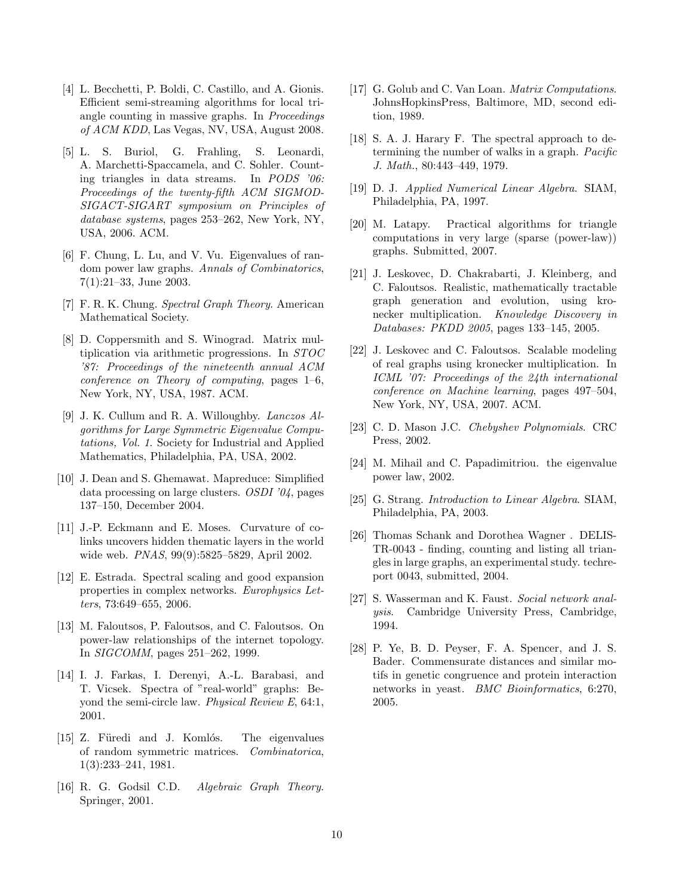[4] L. Becchetti, P. Boldi, C. Castillo, and A. Gionis. Efficient semi-streaming algorithms for local triangle counting in massive graphs. In *Proceedings of ACM KDD*, Las Vegas, NV, USA, August 2008.

[5] L. S. Buriol, G. Frahling, S. Leonardi, A. Marchetti-Spaccamela, and C. Sohler. Counting triangles in data streams. In *PODS '06: Proceedings of the twenty-fifth ACM SIGMOD-SIGACT-SIGART symposium on Principles of database systems*, pages 253–262, New York, NY, USA, 2006. ACM.

[6] F. Chung, L. Lu, and V. Vu. Eigenvalues of random power law graphs. *Annals of Combinatorics*, 7(1):21–33, June 2003.

[7] F. R. K. Chung. *Spectral Graph Theory*. American Mathematical Society.

[8] D. Coppersmith and S. Winograd. Matrix multiplication via arithmetic progressions. In *STOC '87: Proceedings of the nineteenth annual ACM conference on Theory of computing*, pages 1–6, New York, NY, USA, 1987. ACM.

[9] J. K. Cullum and R. A. Willoughby. *Lanczos Algorithms for Large Symmetric Eigenvalue Computations, Vol. 1*. Society for Industrial and Applied Mathematics, Philadelphia, PA, USA, 2002.

[10] J. Dean and S. Ghemawat. Mapreduce: Simplified data processing on large clusters. *OSDI '04*, pages 137–150, December 2004.

[11] J.-P. Eckmann and E. Moses. Curvature of co-links uncovers hidden thematic layers in the world wide web. *PNAS*, 99(9):5825–5829, April 2002.

[12] E. Estrada. Spectral scaling and good expansion properties in complex networks. *Europhysics Letters*, 73:649–655, 2006.

[13] M. Faloutsos, P. Faloutsos, and C. Faloutsos. On power-law relationships of the internet topology. In *SIGCOMM*, pages 251–262, 1999.

[14] I. J. Farkas, I. Derenyi, A.-L. Barabasi, and T. Vicsek. Spectra of "real-world" graphs: Beyond the semi-circle law. *Physical Review E*, 64:1, 2001.

[15] Z. Füredi and J. Komlós. The eigenvalues of random symmetric matrices. *Combinatorica*, 1(3):233–241, 1981.

[16] R. G. Godsil C.D. *Algebraic Graph Theory*. Springer, 2001.

[17] G. Golub and C. Van Loan. *Matrix Computations*. JohnsHopkinsPress, Baltimore, MD, second edition, 1989.

[18] S. A. J. Harary F. The spectral approach to determining the number of walks in a graph. *Pacific J. Math.*, 80:443–449, 1979.

[19] D. J. *Applied Numerical Linear Algebra*. SIAM, Philadelphia, PA, 1997.

[20] M. Latapy. Practical algorithms for triangle computations in very large (sparse (power-law)) graphs. Submitted, 2007.

[21] J. Leskovec, D. Chakrabarti, J. Kleinberg, and C. Faloutsos. Realistic, mathematically tractable graph generation and evolution, using kronecker multiplication. *Knowledge Discovery in Databases: PKDD 2005*, pages 133–145, 2005.

[22] J. Leskovec and C. Faloutsos. Scalable modeling of real graphs using kronecker multiplication. In *ICML '07: Proceedings of the 24th international conference on Machine learning*, pages 497–504, New York, NY, USA, 2007. ACM.

[23] C. D. Mason J.C. *Chebyshev Polynomials*. CRC Press, 2002.

[24] M. Mihail and C. Papadimitriou. the eigenvalue power law, 2002.

[25] G. Strang. *Introduction to Linear Algebra*. SIAM, Philadelphia, PA, 2003.

[26] Thomas Schank and Dorothea Wagner . DELIS-TR-0043 - finding, counting and listing all triangles in large graphs, an experimental study. techreport 0043, submitted, 2004.

[27] S. Wasserman and K. Faust. *Social network analysis*. Cambridge University Press, Cambridge, 1994.

[28] P. Ye, B. D. Peyser, F. A. Spencer, and J. S. Bader. Commensurate distances and similar motifs in genetic congruence and protein interaction networks in yeast. *BMC Bioinformatics*, 6:270, 2005.